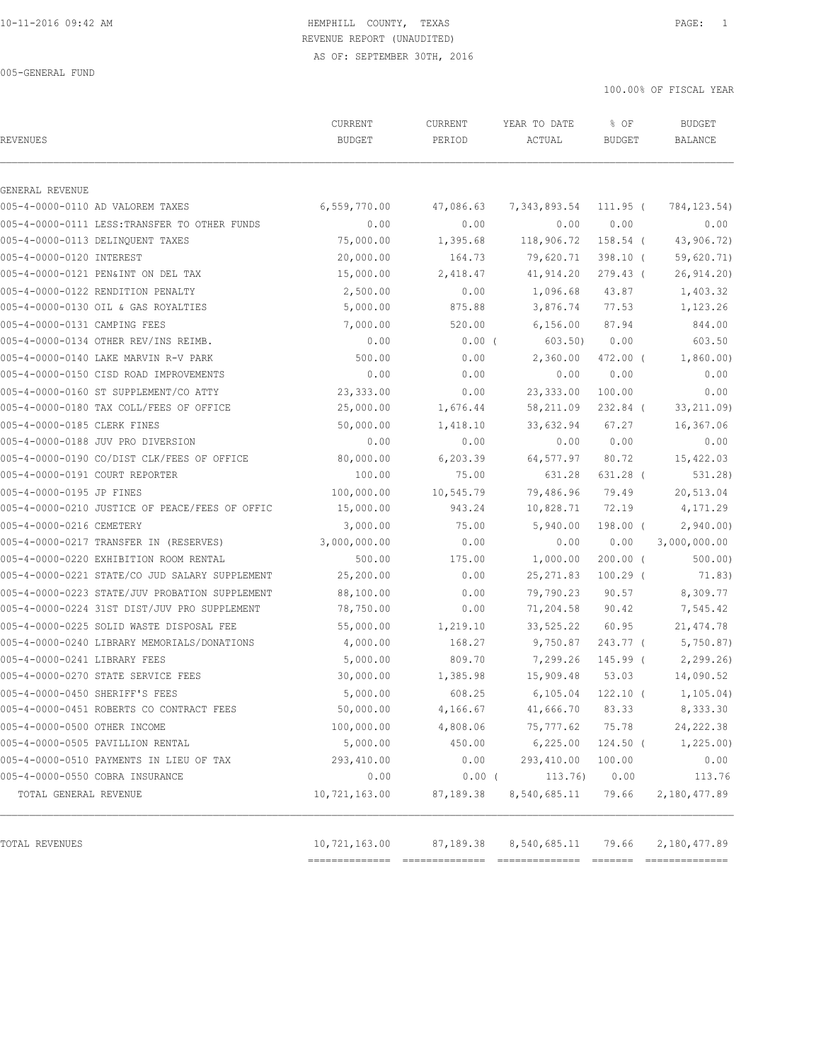10-11-2016 09:42 AM

# HEMPHILL COUNTY, TEXAS
## REVENUE REPORT (UNAUDITED)
### AS OF: SEPTEMBER 30TH, 2016

005-GENERAL FUND

100.00% OF FISCAL YEAR

| REVENUES | CURRENT BUDGET | CURRENT PERIOD | YEAR TO DATE ACTUAL | % OF BUDGET | BUDGET BALANCE |
|---|---|---|---|---|---|
| GENERAL REVENUE | | | | | |
| 005-4-0000-0110 AD VALOREM TAXES | 6,559,770.00 | 47,086.63 | 7,343,893.54 | 111.95 | ( 784,123.54) |
| 005-4-0000-0111 LESS:TRANSFER TO OTHER FUNDS | 0.00 | 0.00 | 0.00 | 0.00 | 0.00 |
| 005-4-0000-0113 DELINQUENT TAXES | 75,000.00 | 1,395.68 | 118,906.72 | 158.54 | ( 43,906.72) |
| 005-4-0000-0120 INTEREST | 20,000.00 | 164.73 | 79,620.71 | 398.10 | ( 59,620.71) |
| 005-4-0000-0121 PEN&INT ON DEL TAX | 15,000.00 | 2,418.47 | 41,914.20 | 279.43 | ( 26,914.20) |
| 005-4-0000-0122 RENDITION PENALTY | 2,500.00 | 0.00 | 1,096.68 | 43.87 | 1,403.32 |
| 005-4-0000-0130 OIL & GAS ROYALTIES | 5,000.00 | 875.88 | 3,876.74 | 77.53 | 1,123.26 |
| 005-4-0000-0131 CAMPING FEES | 7,000.00 | 520.00 | 6,156.00 | 87.94 | 844.00 |
| 005-4-0000-0134 OTHER REV/INS REIMB. | 0.00 | 0.00 | ( 603.50) | 0.00 | 603.50 |
| 005-4-0000-0140 LAKE MARVIN R-V PARK | 500.00 | 0.00 | 2,360.00 | 472.00 | ( 1,860.00) |
| 005-4-0000-0150 CISD ROAD IMPROVEMENTS | 0.00 | 0.00 | 0.00 | 0.00 | 0.00 |
| 005-4-0000-0160 ST SUPPLEMENT/CO ATTY | 23,333.00 | 0.00 | 23,333.00 | 100.00 | 0.00 |
| 005-4-0000-0180 TAX COLL/FEES OF OFFICE | 25,000.00 | 1,676.44 | 58,211.09 | 232.84 | ( 33,211.09) |
| 005-4-0000-0185 CLERK FINES | 50,000.00 | 1,418.10 | 33,632.94 | 67.27 | 16,367.06 |
| 005-4-0000-0188 JUV PRO DIVERSION | 0.00 | 0.00 | 0.00 | 0.00 | 0.00 |
| 005-4-0000-0190 CO/DIST CLK/FEES OF OFFICE | 80,000.00 | 6,203.39 | 64,577.97 | 80.72 | 15,422.03 |
| 005-4-0000-0191 COURT REPORTER | 100.00 | 75.00 | 631.28 | 631.28 | ( 531.28) |
| 005-4-0000-0195 JP FINES | 100,000.00 | 10,545.79 | 79,486.96 | 79.49 | 20,513.04 |
| 005-4-0000-0210 JUSTICE OF PEACE/FEES OF OFFIC | 15,000.00 | 943.24 | 10,828.71 | 72.19 | 4,171.29 |
| 005-4-0000-0216 CEMETERY | 3,000.00 | 75.00 | 5,940.00 | 198.00 | ( 2,940.00) |
| 005-4-0000-0217 TRANSFER IN (RESERVES) | 3,000,000.00 | 0.00 | 0.00 | 0.00 | 3,000,000.00 |
| 005-4-0000-0220 EXHIBITION ROOM RENTAL | 500.00 | 175.00 | 1,000.00 | 200.00 | ( 500.00) |
| 005-4-0000-0221 STATE/CO JUD SALARY SUPPLEMENT | 25,200.00 | 0.00 | 25,271.83 | 100.29 | ( 71.83) |
| 005-4-0000-0223 STATE/JUV PROBATION SUPPLEMENT | 88,100.00 | 0.00 | 79,790.23 | 90.57 | 8,309.77 |
| 005-4-0000-0224 31ST DIST/JUV PRO SUPPLEMENT | 78,750.00 | 0.00 | 71,204.58 | 90.42 | 7,545.42 |
| 005-4-0000-0225 SOLID WASTE DISPOSAL FEE | 55,000.00 | 1,219.10 | 33,525.22 | 60.95 | 21,474.78 |
| 005-4-0000-0240 LIBRARY MEMORIALS/DONATIONS | 4,000.00 | 168.27 | 9,750.87 | 243.77 | ( 5,750.87) |
| 005-4-0000-0241 LIBRARY FEES | 5,000.00 | 809.70 | 7,299.26 | 145.99 | ( 2,299.26) |
| 005-4-0000-0270 STATE SERVICE FEES | 30,000.00 | 1,385.98 | 15,909.48 | 53.03 | 14,090.52 |
| 005-4-0000-0450 SHERIFF'S FEES | 5,000.00 | 608.25 | 6,105.04 | 122.10 | ( 1,105.04) |
| 005-4-0000-0451 ROBERTS CO CONTRACT FEES | 50,000.00 | 4,166.67 | 41,666.70 | 83.33 | 8,333.30 |
| 005-4-0000-0500 OTHER INCOME | 100,000.00 | 4,808.06 | 75,777.62 | 75.78 | 24,222.38 |
| 005-4-0000-0505 PAVILLION RENTAL | 5,000.00 | 450.00 | 6,225.00 | 124.50 | ( 1,225.00) |
| 005-4-0000-0510 PAYMENTS IN LIEU OF TAX | 293,410.00 | 0.00 | 293,410.00 | 100.00 | 0.00 |
| 005-4-0000-0550 COBRA INSURANCE | 0.00 | 0.00 | ( 113.76) | 0.00 | 113.76 |
| TOTAL GENERAL REVENUE | 10,721,163.00 | 87,189.38 | 8,540,685.11 | 79.66 | 2,180,477.89 |
| TOTAL REVENUES | 10,721,163.00 | 87,189.38 | 8,540,685.11 | 79.66 | 2,180,477.89 |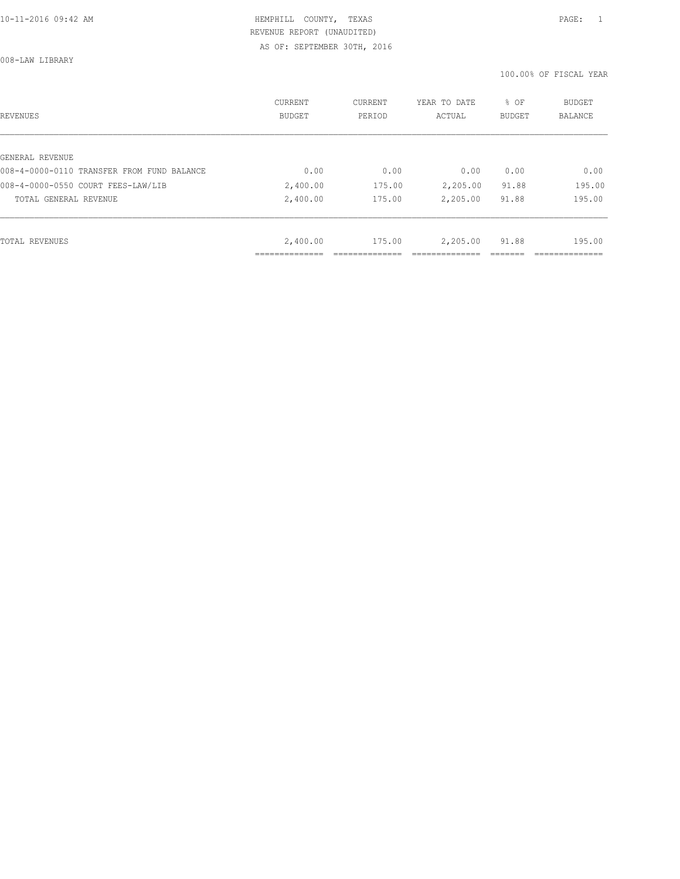HEMPHILL COUNTY, TEXAS
REVENUE REPORT (UNAUDITED)
AS OF: SEPTEMBER 30TH, 2016

008-LAW LIBRARY

100.00% OF FISCAL YEAR

| REVENUES | CURRENT BUDGET | CURRENT PERIOD | YEAR TO DATE ACTUAL | % OF BUDGET | BUDGET BALANCE |
|---|---|---|---|---|---|
| GENERAL REVENUE | | | | | |
| 008-4-0000-0110 TRANSFER FROM FUND BALANCE | 0.00 | 0.00 | 0.00 | 0.00 | 0.00 |
| 008-4-0000-0550 COURT FEES-LAW/LIB | 2,400.00 | 175.00 | 2,205.00 | 91.88 | 195.00 |
| TOTAL GENERAL REVENUE | 2,400.00 | 175.00 | 2,205.00 | 91.88 | 195.00 |
| TOTAL REVENUES | 2,400.00 | 175.00 | 2,205.00 | 91.88 | 195.00 |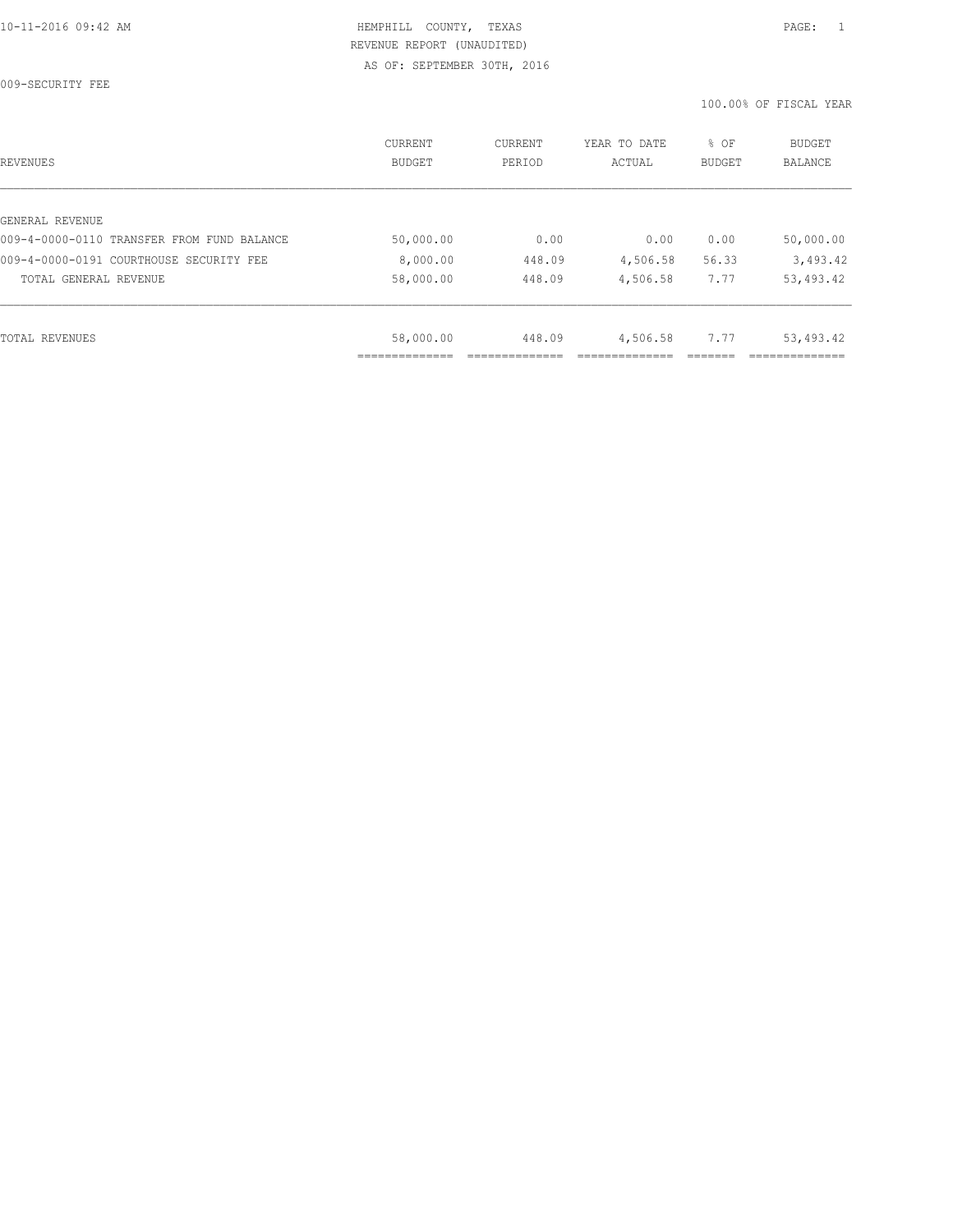HEMPHILL COUNTY, TEXAS
REVENUE REPORT (UNAUDITED)
AS OF: SEPTEMBER 30TH, 2016

009-SECURITY FEE

100.00% OF FISCAL YEAR

| REVENUES | CURRENT BUDGET | CURRENT PERIOD | YEAR TO DATE ACTUAL | % OF BUDGET | BUDGET BALANCE |
|---|---|---|---|---|---|
| GENERAL REVENUE | | | | | |
| 009-4-0000-0110 TRANSFER FROM FUND BALANCE | 50,000.00 | 0.00 | 0.00 | 0.00 | 50,000.00 |
| 009-4-0000-0191 COURTHOUSE SECURITY FEE | 8,000.00 | 448.09 | 4,506.58 | 56.33 | 3,493.42 |
| TOTAL GENERAL REVENUE | 58,000.00 | 448.09 | 4,506.58 | 7.77 | 53,493.42 |
| TOTAL REVENUES | 58,000.00 | 448.09 | 4,506.58 | 7.77 | 53,493.42 |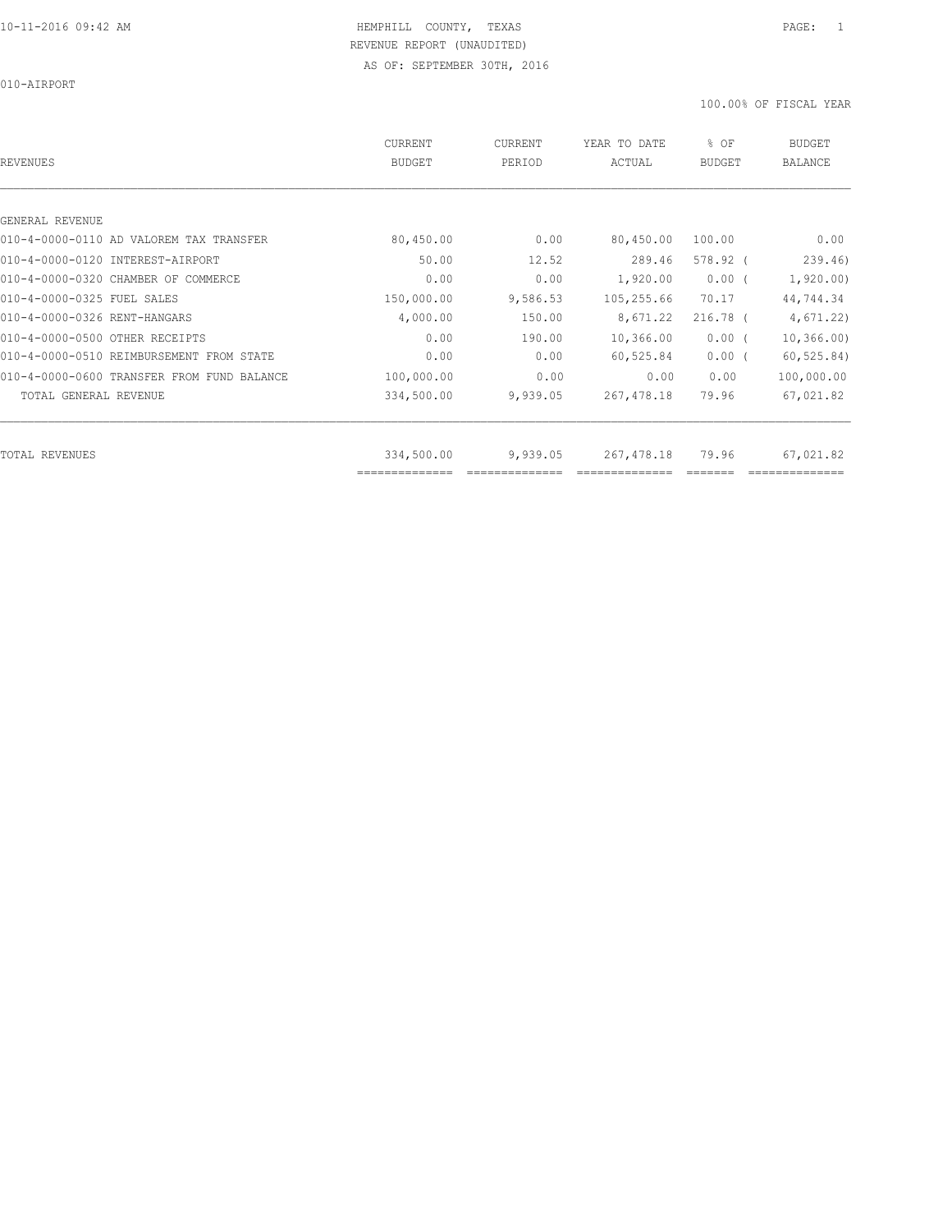10-11-2016 09:42 AM HEMPHILL COUNTY, TEXAS PAGE: 1

REVENUE REPORT (UNAUDITED)

AS OF: SEPTEMBER 30TH, 2016

010-AIRPORT

100.00% OF FISCAL YEAR

| REVENUES | CURRENT BUDGET | CURRENT PERIOD | YEAR TO DATE ACTUAL | % OF BUDGET | BUDGET BALANCE |
|---|---|---|---|---|---|
| GENERAL REVENUE | | | | | |
| 010-4-0000-0110 AD VALOREM TAX TRANSFER | 80,450.00 | 0.00 | 80,450.00 | 100.00 | 0.00 |
| 010-4-0000-0120 INTEREST-AIRPORT | 50.00 | 12.52 | 289.46 | 578.92 ( | 239.46) |
| 010-4-0000-0320 CHAMBER OF COMMERCE | 0.00 | 0.00 | 1,920.00 | 0.00 ( | 1,920.00) |
| 010-4-0000-0325 FUEL SALES | 150,000.00 | 9,586.53 | 105,255.66 | 70.17 | 44,744.34 |
| 010-4-0000-0326 RENT-HANGARS | 4,000.00 | 150.00 | 8,671.22 | 216.78 ( | 4,671.22) |
| 010-4-0000-0500 OTHER RECEIPTS | 0.00 | 190.00 | 10,366.00 | 0.00 ( | 10,366.00) |
| 010-4-0000-0510 REIMBURSEMENT FROM STATE | 0.00 | 0.00 | 60,525.84 | 0.00 ( | 60,525.84) |
| 010-4-0000-0600 TRANSFER FROM FUND BALANCE | 100,000.00 | 0.00 | 0.00 | 0.00 | 100,000.00 |
| TOTAL GENERAL REVENUE | 334,500.00 | 9,939.05 | 267,478.18 | 79.96 | 67,021.82 |
| TOTAL REVENUES | 334,500.00 | 9,939.05 | 267,478.18 | 79.96 | 67,021.82 |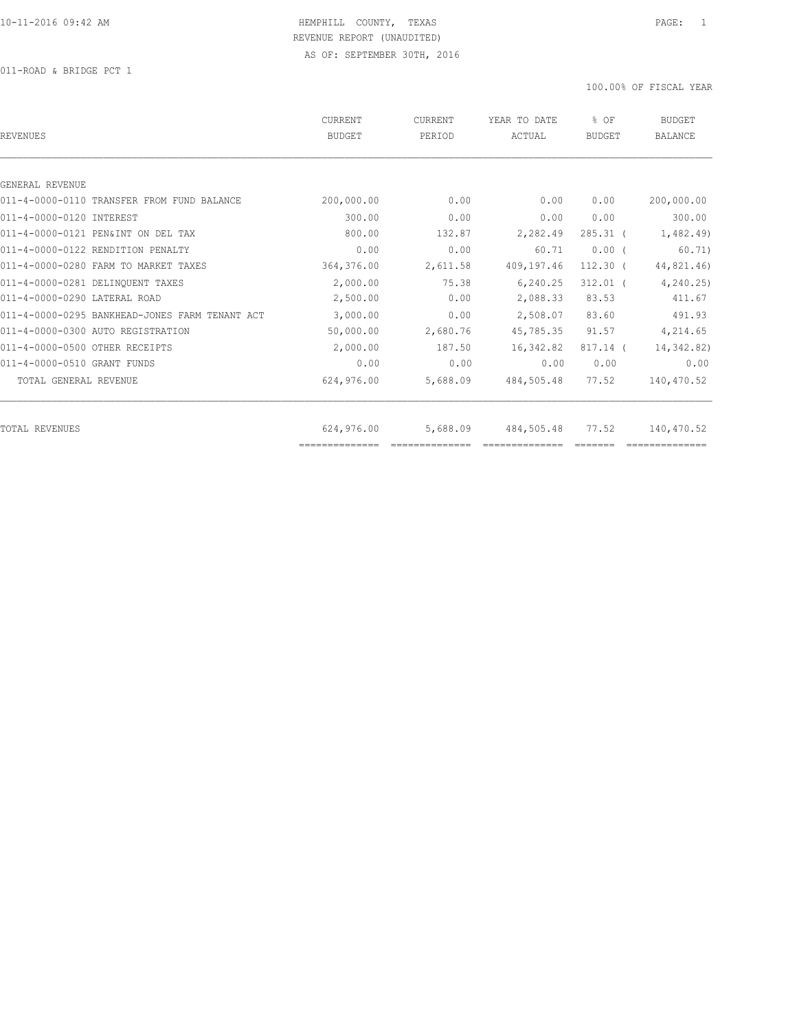HEMPHILL COUNTY, TEXAS
REVENUE REPORT (UNAUDITED)
AS OF: SEPTEMBER 30TH, 2016

011-ROAD & BRIDGE PCT 1

100.00% OF FISCAL YEAR

| REVENUES | CURRENT BUDGET | CURRENT PERIOD | YEAR TO DATE ACTUAL | % OF BUDGET | BUDGET BALANCE |
|---|---|---|---|---|---|
| GENERAL REVENUE | | | | | |
| 011-4-0000-0110 TRANSFER FROM FUND BALANCE | 200,000.00 | 0.00 | 0.00 | 0.00 | 200,000.00 |
| 011-4-0000-0120 INTEREST | 300.00 | 0.00 | 0.00 | 0.00 | 300.00 |
| 011-4-0000-0121 PEN&INT ON DEL TAX | 800.00 | 132.87 | 2,282.49 | 285.31 ( | 1,482.49) |
| 011-4-0000-0122 RENDITION PENALTY | 0.00 | 0.00 | 60.71 | 0.00 ( | 60.71) |
| 011-4-0000-0280 FARM TO MARKET TAXES | 364,376.00 | 2,611.58 | 409,197.46 | 112.30 ( | 44,821.46) |
| 011-4-0000-0281 DELINQUENT TAXES | 2,000.00 | 75.38 | 6,240.25 | 312.01 ( | 4,240.25) |
| 011-4-0000-0290 LATERAL ROAD | 2,500.00 | 0.00 | 2,088.33 | 83.53 | 411.67 |
| 011-4-0000-0295 BANKHEAD-JONES FARM TENANT ACT | 3,000.00 | 0.00 | 2,508.07 | 83.60 | 491.93 |
| 011-4-0000-0300 AUTO REGISTRATION | 50,000.00 | 2,680.76 | 45,785.35 | 91.57 | 4,214.65 |
| 011-4-0000-0500 OTHER RECEIPTS | 2,000.00 | 187.50 | 16,342.82 | 817.14 ( | 14,342.82) |
| 011-4-0000-0510 GRANT FUNDS | 0.00 | 0.00 | 0.00 | 0.00 | 0.00 |
| TOTAL GENERAL REVENUE | 624,976.00 | 5,688.09 | 484,505.48 | 77.52 | 140,470.52 |
| TOTAL REVENUES | 624,976.00 | 5,688.09 | 484,505.48 | 77.52 | 140,470.52 |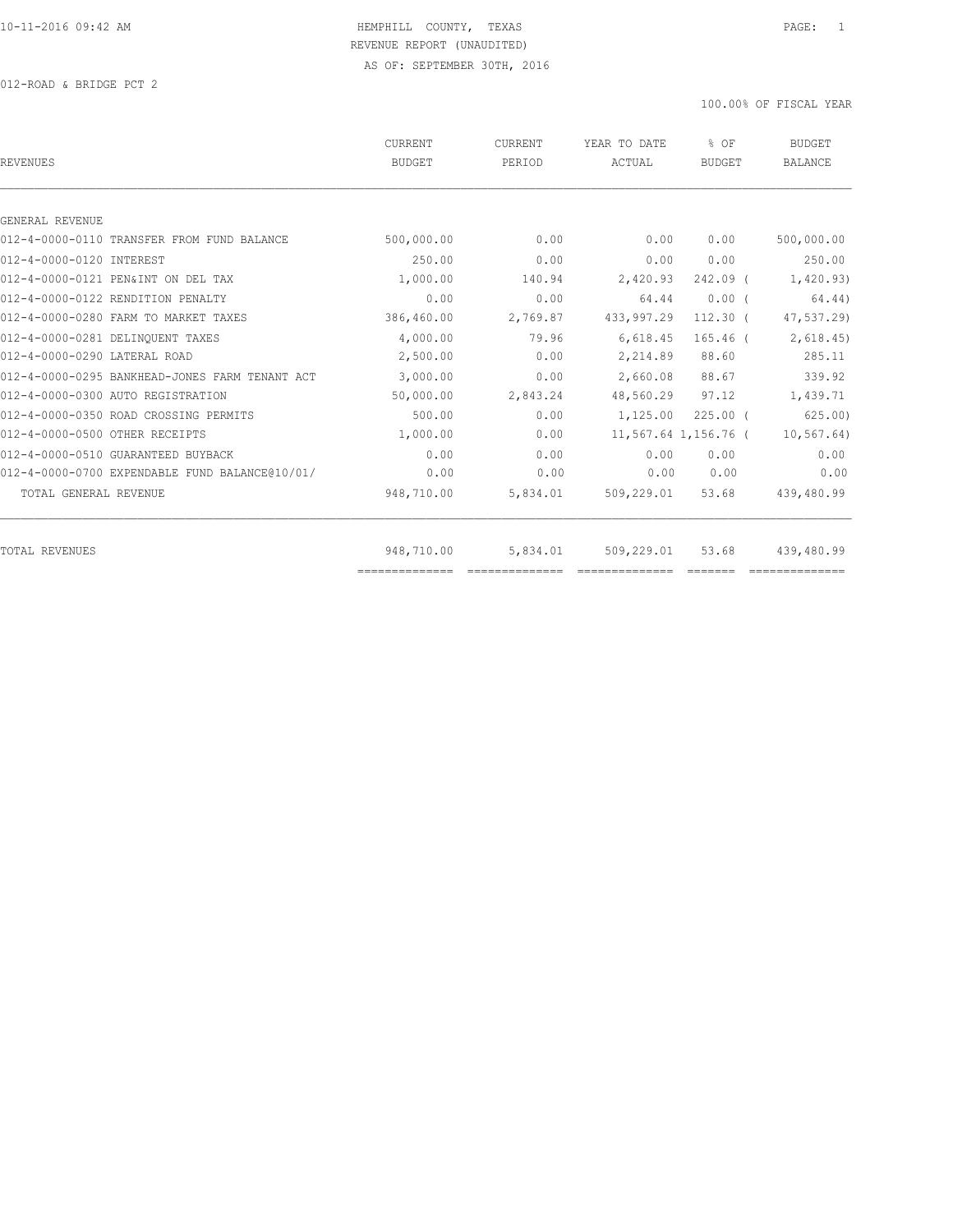HEMPHILL COUNTY, TEXAS

REVENUE REPORT (UNAUDITED)

AS OF: SEPTEMBER 30TH, 2016

012-ROAD & BRIDGE PCT 2

100.00% OF FISCAL YEAR

| REVENUES | CURRENT BUDGET | CURRENT PERIOD | YEAR TO DATE ACTUAL | % OF BUDGET | BUDGET BALANCE |
|---|---|---|---|---|---|
| GENERAL REVENUE | | | | | |
| 012-4-0000-0110 TRANSFER FROM FUND BALANCE | 500,000.00 | 0.00 | 0.00 | 0.00 | 500,000.00 |
| 012-4-0000-0120 INTEREST | 250.00 | 0.00 | 0.00 | 0.00 | 250.00 |
| 012-4-0000-0121 PEN&INT ON DEL TAX | 1,000.00 | 140.94 | 2,420.93 | 242.09 | ( 1,420.93) |
| 012-4-0000-0122 RENDITION PENALTY | 0.00 | 0.00 | 64.44 | 0.00 | ( 64.44) |
| 012-4-0000-0280 FARM TO MARKET TAXES | 386,460.00 | 2,769.87 | 433,997.29 | 112.30 | ( 47,537.29) |
| 012-4-0000-0281 DELINQUENT TAXES | 4,000.00 | 79.96 | 6,618.45 | 165.46 | ( 2,618.45) |
| 012-4-0000-0290 LATERAL ROAD | 2,500.00 | 0.00 | 2,214.89 | 88.60 | 285.11 |
| 012-4-0000-0295 BANKHEAD-JONES FARM TENANT ACT | 3,000.00 | 0.00 | 2,660.08 | 88.67 | 339.92 |
| 012-4-0000-0300 AUTO REGISTRATION | 50,000.00 | 2,843.24 | 48,560.29 | 97.12 | 1,439.71 |
| 012-4-0000-0350 ROAD CROSSING PERMITS | 500.00 | 0.00 | 1,125.00 | 225.00 | ( 625.00) |
| 012-4-0000-0500 OTHER RECEIPTS | 1,000.00 | 0.00 | 11,567.64 | 1,156.76 | ( 10,567.64) |
| 012-4-0000-0510 GUARANTEED BUYBACK | 0.00 | 0.00 | 0.00 | 0.00 | 0.00 |
| 012-4-0000-0700 EXPENDABLE FUND BALANCE@10/01/ | 0.00 | 0.00 | 0.00 | 0.00 | 0.00 |
| TOTAL GENERAL REVENUE | 948,710.00 | 5,834.01 | 509,229.01 | 53.68 | 439,480.99 |
| TOTAL REVENUES | 948,710.00 | 5,834.01 | 509,229.01 | 53.68 | 439,480.99 |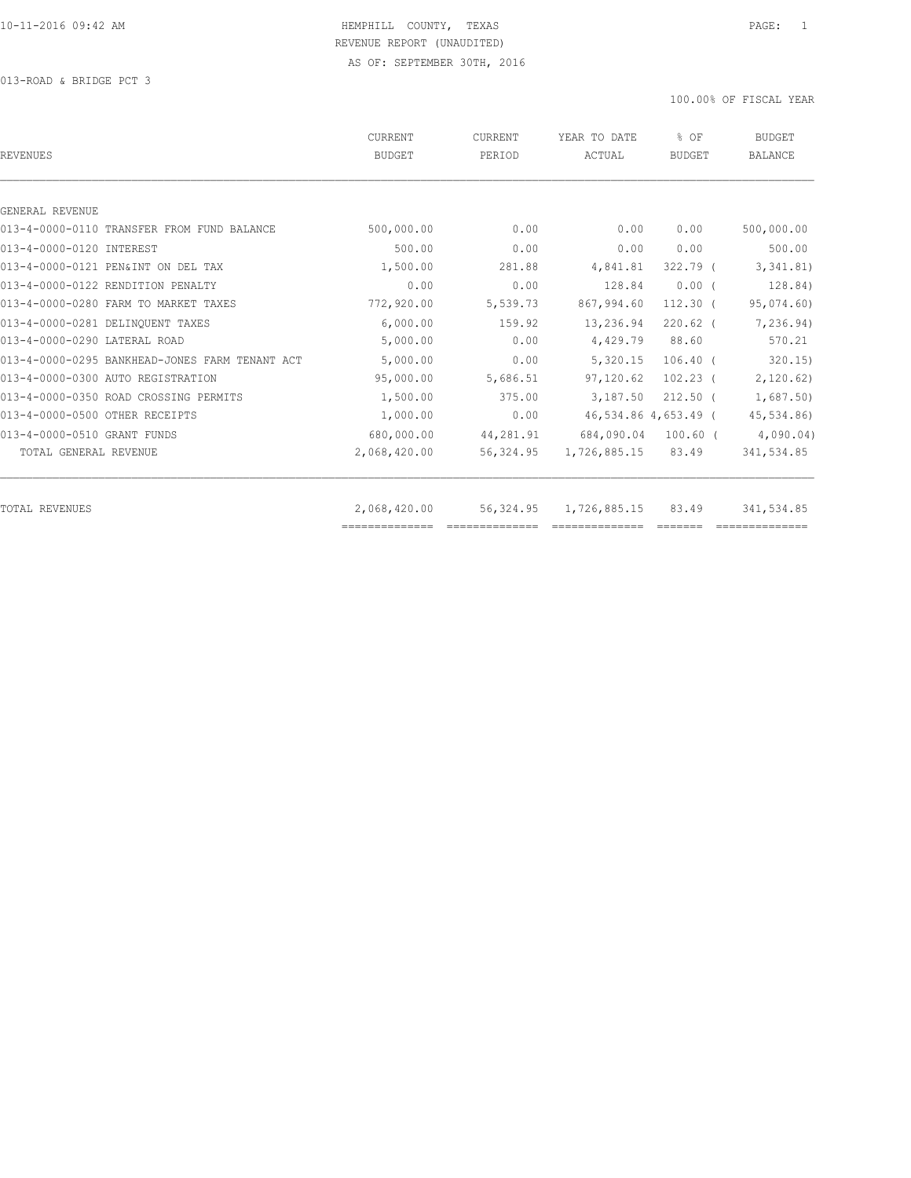HEMPHILL COUNTY, TEXAS
REVENUE REPORT (UNAUDITED)
AS OF: SEPTEMBER 30TH, 2016

013-ROAD & BRIDGE PCT 3

100.00% OF FISCAL YEAR

| REVENUES | CURRENT BUDGET | CURRENT PERIOD | YEAR TO DATE ACTUAL | % OF BUDGET | BUDGET BALANCE |
|---|---|---|---|---|---|
| GENERAL REVENUE | | | | | |
| 013-4-0000-0110 TRANSFER FROM FUND BALANCE | 500,000.00 | 0.00 | 0.00 | 0.00 | 500,000.00 |
| 013-4-0000-0120 INTEREST | 500.00 | 0.00 | 0.00 | 0.00 | 500.00 |
| 013-4-0000-0121 PEN&INT ON DEL TAX | 1,500.00 | 281.88 | 4,841.81 | 322.79 | ( 3,341.81) |
| 013-4-0000-0122 RENDITION PENALTY | 0.00 | 0.00 | 128.84 | 0.00 | ( 128.84) |
| 013-4-0000-0280 FARM TO MARKET TAXES | 772,920.00 | 5,539.73 | 867,994.60 | 112.30 | ( 95,074.60) |
| 013-4-0000-0281 DELINQUENT TAXES | 6,000.00 | 159.92 | 13,236.94 | 220.62 | ( 7,236.94) |
| 013-4-0000-0290 LATERAL ROAD | 5,000.00 | 0.00 | 4,429.79 | 88.60 | 570.21 |
| 013-4-0000-0295 BANKHEAD-JONES FARM TENANT ACT | 5,000.00 | 0.00 | 5,320.15 | 106.40 | ( 320.15) |
| 013-4-0000-0300 AUTO REGISTRATION | 95,000.00 | 5,686.51 | 97,120.62 | 102.23 | ( 2,120.62) |
| 013-4-0000-0350 ROAD CROSSING PERMITS | 1,500.00 | 375.00 | 3,187.50 | 212.50 | ( 1,687.50) |
| 013-4-0000-0500 OTHER RECEIPTS | 1,000.00 | 0.00 | 46,534.86 | 4,653.49 | ( 45,534.86) |
| 013-4-0000-0510 GRANT FUNDS | 680,000.00 | 44,281.91 | 684,090.04 | 100.60 | ( 4,090.04) |
| TOTAL GENERAL REVENUE | 2,068,420.00 | 56,324.95 | 1,726,885.15 | 83.49 | 341,534.85 |
| TOTAL REVENUES | 2,068,420.00 | 56,324.95 | 1,726,885.15 | 83.49 | 341,534.85 |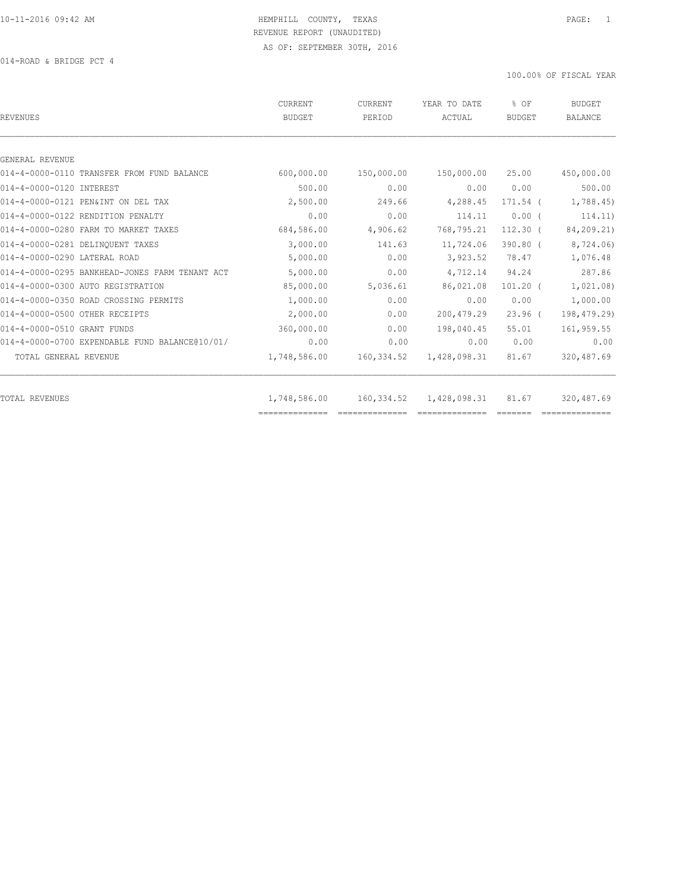HEMPHILL COUNTY, TEXAS
REVENUE REPORT (UNAUDITED)
AS OF: SEPTEMBER 30TH, 2016

014-ROAD & BRIDGE PCT 4

100.00% OF FISCAL YEAR

| REVENUES | CURRENT BUDGET | CURRENT PERIOD | YEAR TO DATE ACTUAL | % OF BUDGET | BUDGET BALANCE |
|---|---|---|---|---|---|
| GENERAL REVENUE | | | | | |
| 014-4-0000-0110 TRANSFER FROM FUND BALANCE | 600,000.00 | 150,000.00 | 150,000.00 | 25.00 | 450,000.00 |
| 014-4-0000-0120 INTEREST | 500.00 | 0.00 | 0.00 | 0.00 | 500.00 |
| 014-4-0000-0121 PEN&INT ON DEL TAX | 2,500.00 | 249.66 | 4,288.45 | 171.54 | ( 1,788.45) |
| 014-4-0000-0122 RENDITION PENALTY | 0.00 | 0.00 | 114.11 | 0.00 | ( 114.11) |
| 014-4-0000-0280 FARM TO MARKET TAXES | 684,586.00 | 4,906.62 | 768,795.21 | 112.30 | ( 84,209.21) |
| 014-4-0000-0281 DELINQUENT TAXES | 3,000.00 | 141.63 | 11,724.06 | 390.80 | ( 8,724.06) |
| 014-4-0000-0290 LATERAL ROAD | 5,000.00 | 0.00 | 3,923.52 | 78.47 | 1,076.48 |
| 014-4-0000-0295 BANKHEAD-JONES FARM TENANT ACT | 5,000.00 | 0.00 | 4,712.14 | 94.24 | 287.86 |
| 014-4-0000-0300 AUTO REGISTRATION | 85,000.00 | 5,036.61 | 86,021.08 | 101.20 | ( 1,021.08) |
| 014-4-0000-0350 ROAD CROSSING PERMITS | 1,000.00 | 0.00 | 0.00 | 0.00 | 1,000.00 |
| 014-4-0000-0500 OTHER RECEIPTS | 2,000.00 | 0.00 | 200,479.29 | 23.96 | ( 198,479.29) |
| 014-4-0000-0510 GRANT FUNDS | 360,000.00 | 0.00 | 198,040.45 | 55.01 | 161,959.55 |
| 014-4-0000-0700 EXPENDABLE FUND BALANCE@10/01/ | 0.00 | 0.00 | 0.00 | 0.00 | 0.00 |
| TOTAL GENERAL REVENUE | 1,748,586.00 | 160,334.52 | 1,428,098.31 | 81.67 | 320,487.69 |
| TOTAL REVENUES | 1,748,586.00 | 160,334.52 | 1,428,098.31 | 81.67 | 320,487.69 |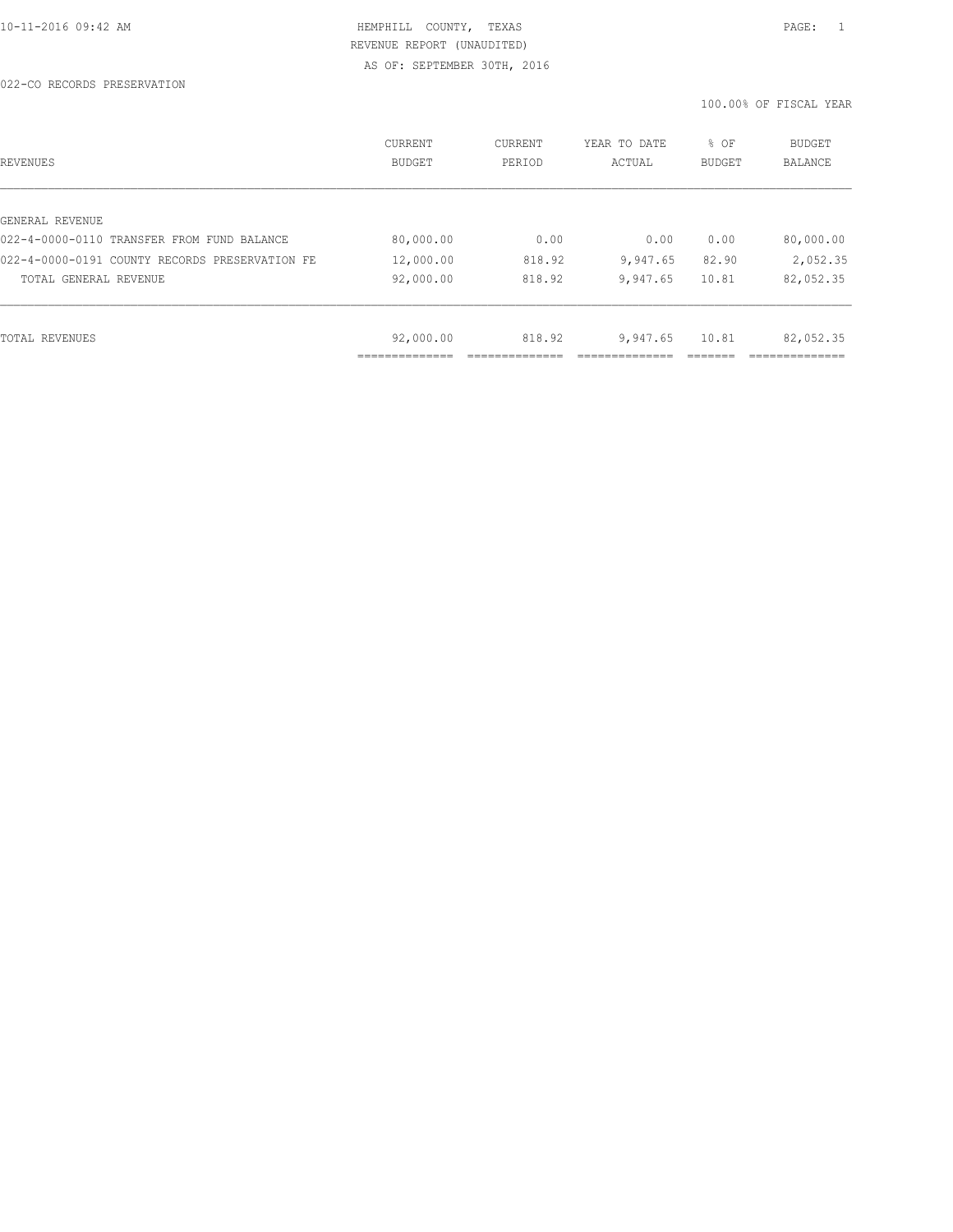10-11-2016 09:42 AM HEMPHILL COUNTY, TEXAS

REVENUE REPORT (UNAUDITED)

AS OF: SEPTEMBER 30TH, 2016

022-CO RECORDS PRESERVATION

100.00% OF FISCAL YEAR

| REVENUES | CURRENT BUDGET | CURRENT PERIOD | YEAR TO DATE ACTUAL | % OF BUDGET | BUDGET BALANCE |
|---|---|---|---|---|---|
| GENERAL REVENUE | | | | | |
| 022-4-0000-0110 TRANSFER FROM FUND BALANCE | 80,000.00 | 0.00 | 0.00 | 0.00 | 80,000.00 |
| 022-4-0000-0191 COUNTY RECORDS PRESERVATION FE | 12,000.00 | 818.92 | 9,947.65 | 82.90 | 2,052.35 |
| TOTAL GENERAL REVENUE | 92,000.00 | 818.92 | 9,947.65 | 10.81 | 82,052.35 |
| TOTAL REVENUES | 92,000.00 | 818.92 | 9,947.65 | 10.81 | 82,052.35 |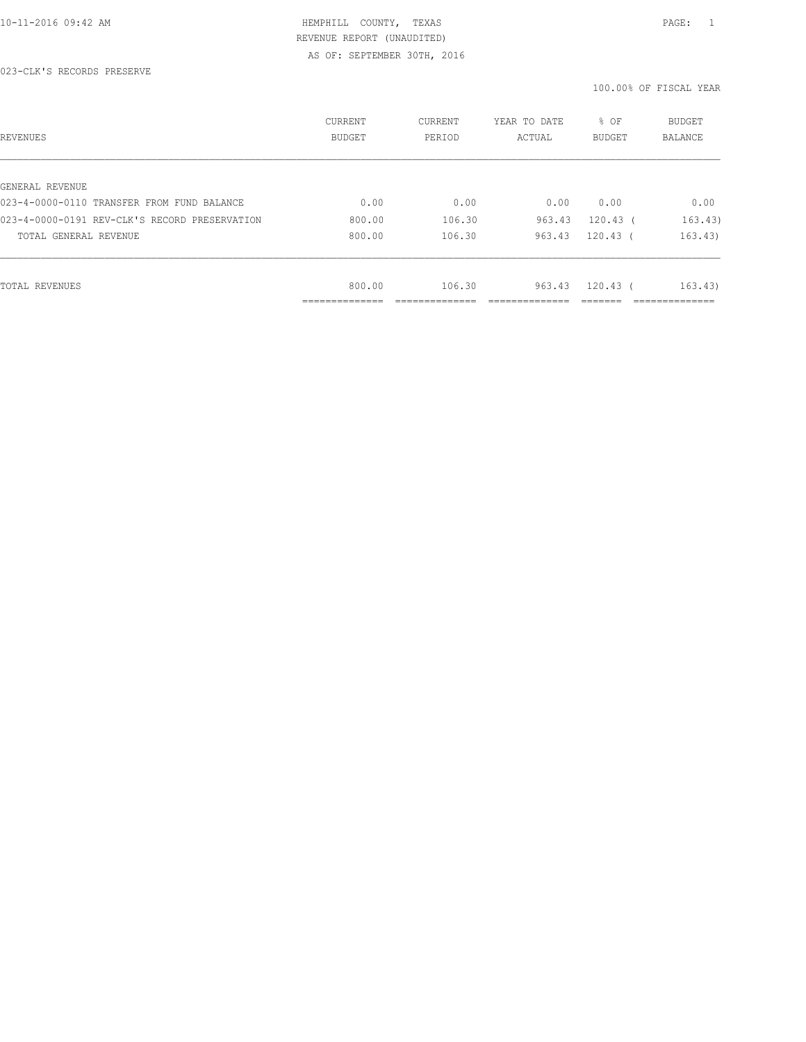HEMPHILL COUNTY, TEXAS
REVENUE REPORT (UNAUDITED)
AS OF: SEPTEMBER 30TH, 2016

023-CLK'S RECORDS PRESERVE

100.00% OF FISCAL YEAR

| REVENUES | CURRENT BUDGET | CURRENT PERIOD | YEAR TO DATE ACTUAL | % OF BUDGET | BUDGET BALANCE |
|---|---|---|---|---|---|
| GENERAL REVENUE | | | | | |
| 023-4-0000-0110 TRANSFER FROM FUND BALANCE | 0.00 | 0.00 | 0.00 | 0.00 | 0.00 |
| 023-4-0000-0191 REV-CLK'S RECORD PRESERVATION | 800.00 | 106.30 | 963.43 | 120.43 ( | 163.43) |
| TOTAL GENERAL REVENUE | 800.00 | 106.30 | 963.43 | 120.43 ( | 163.43) |
| TOTAL REVENUES | 800.00 | 106.30 | 963.43 | 120.43 ( | 163.43) |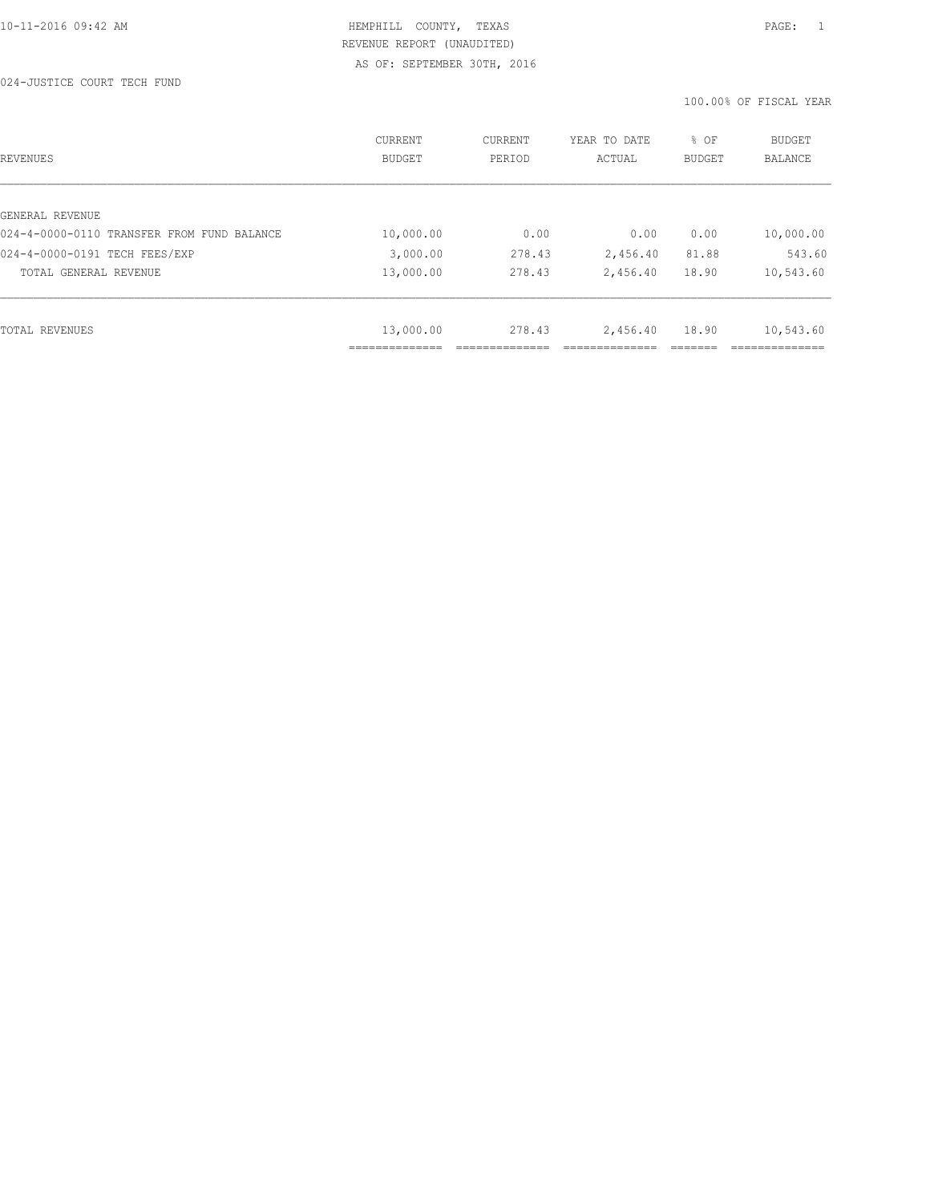HEMPHILL COUNTY, TEXAS

REVENUE REPORT (UNAUDITED)

AS OF: SEPTEMBER 30TH, 2016

024-JUSTICE COURT TECH FUND

100.00% OF FISCAL YEAR

| REVENUES | CURRENT BUDGET | CURRENT PERIOD | YEAR TO DATE ACTUAL | % OF BUDGET | BUDGET BALANCE |
|---|---|---|---|---|---|
| GENERAL REVENUE | | | | | |
| 024-4-0000-0110 TRANSFER FROM FUND BALANCE | 10,000.00 | 0.00 | 0.00 | 0.00 | 10,000.00 |
| 024-4-0000-0191 TECH FEES/EXP | 3,000.00 | 278.43 | 2,456.40 | 81.88 | 543.60 |
| TOTAL GENERAL REVENUE | 13,000.00 | 278.43 | 2,456.40 | 18.90 | 10,543.60 |
| TOTAL REVENUES | 13,000.00 | 278.43 | 2,456.40 | 18.90 | 10,543.60 |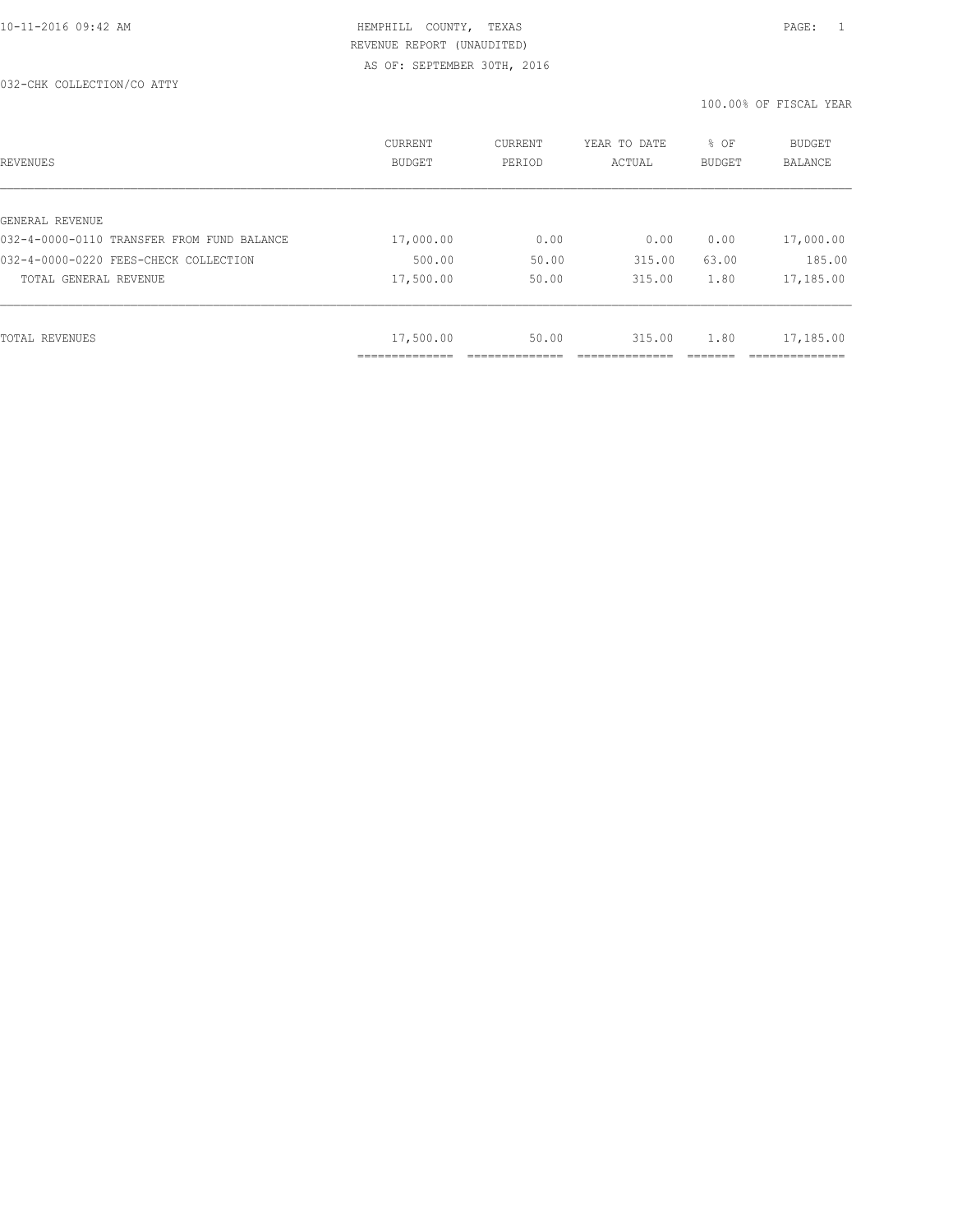HEMPHILL COUNTY, TEXAS
REVENUE REPORT (UNAUDITED)
AS OF: SEPTEMBER 30TH, 2016

032-CHK COLLECTION/CO ATTY

100.00% OF FISCAL YEAR

| REVENUES | CURRENT BUDGET | CURRENT PERIOD | YEAR TO DATE ACTUAL | % OF BUDGET | BUDGET BALANCE |
|---|---|---|---|---|---|
| GENERAL REVENUE | | | | | |
| 032-4-0000-0110 TRANSFER FROM FUND BALANCE | 17,000.00 | 0.00 | 0.00 | 0.00 | 17,000.00 |
| 032-4-0000-0220 FEES-CHECK COLLECTION | 500.00 | 50.00 | 315.00 | 63.00 | 185.00 |
| TOTAL GENERAL REVENUE | 17,500.00 | 50.00 | 315.00 | 1.80 | 17,185.00 |
| TOTAL REVENUES | 17,500.00 | 50.00 | 315.00 | 1.80 | 17,185.00 |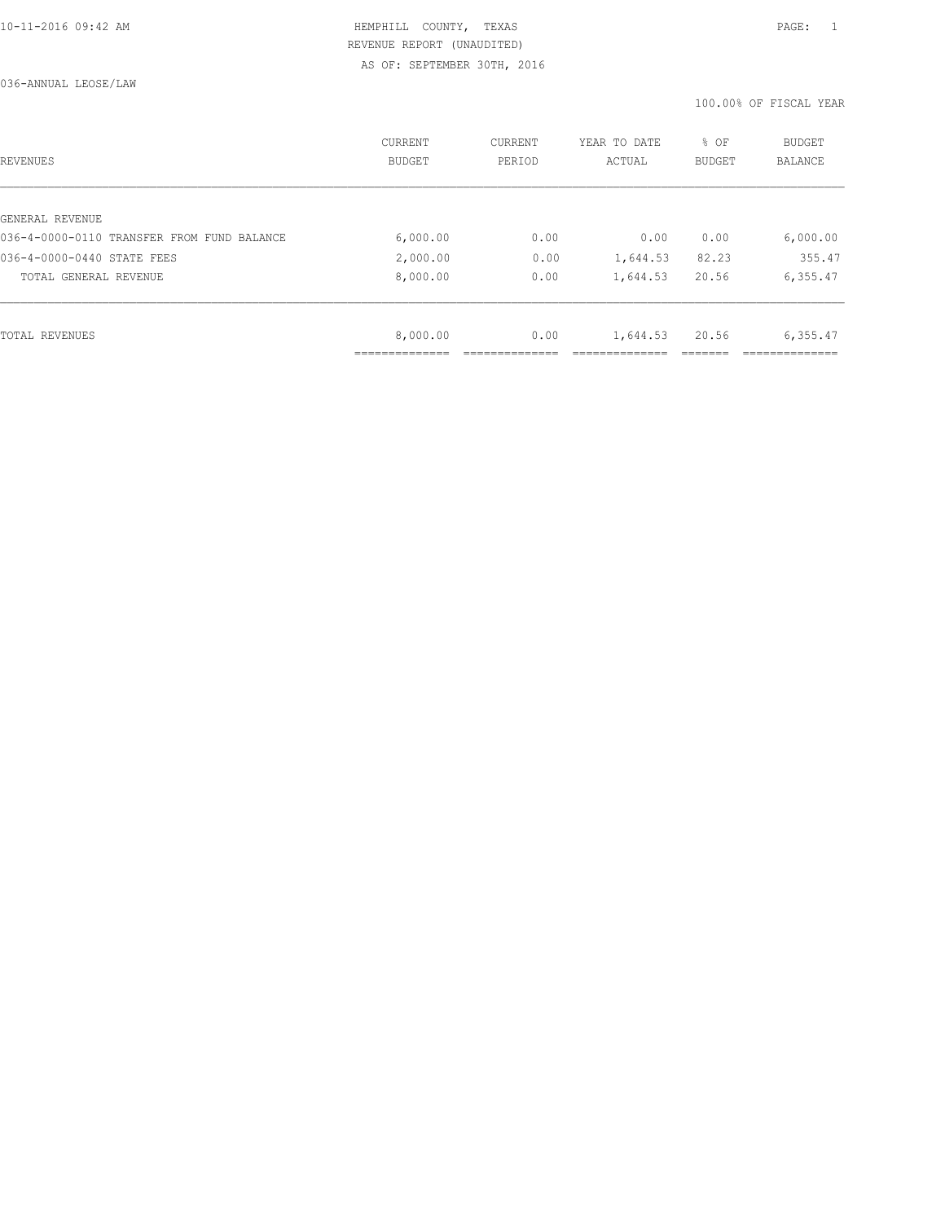HEMPHILL COUNTY, TEXAS
REVENUE REPORT (UNAUDITED)
AS OF: SEPTEMBER 30TH, 2016

036-ANNUAL LEOSE/LAW

100.00% OF FISCAL YEAR

| REVENUES | CURRENT BUDGET | CURRENT PERIOD | YEAR TO DATE ACTUAL | % OF BUDGET | BUDGET BALANCE |
|---|---|---|---|---|---|
| GENERAL REVENUE | | | | | |
| 036-4-0000-0110 TRANSFER FROM FUND BALANCE | 6,000.00 | 0.00 | 0.00 | 0.00 | 6,000.00 |
| 036-4-0000-0440 STATE FEES | 2,000.00 | 0.00 | 1,644.53 | 82.23 | 355.47 |
| TOTAL GENERAL REVENUE | 8,000.00 | 0.00 | 1,644.53 | 20.56 | 6,355.47 |
| TOTAL REVENUES | 8,000.00 | 0.00 | 1,644.53 | 20.56 | 6,355.47 |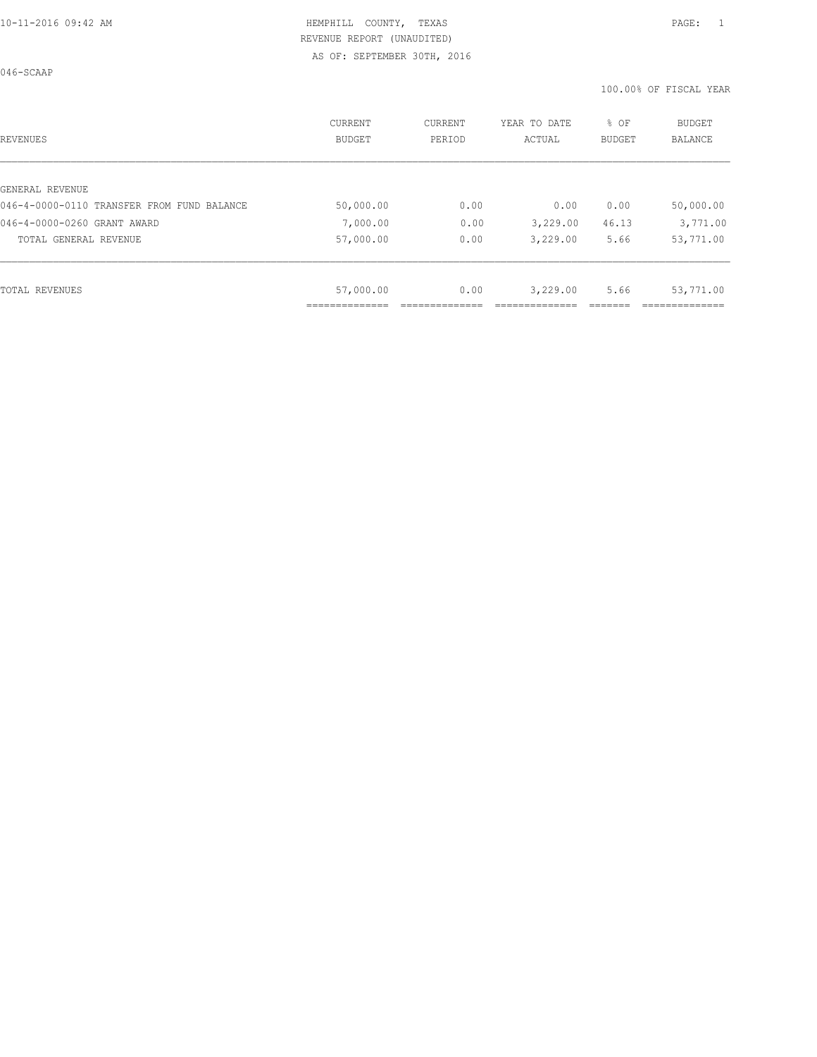HEMPHILL COUNTY, TEXAS
REVENUE REPORT (UNAUDITED)
AS OF: SEPTEMBER 30TH, 2016

046-SCAAP

100.00% OF FISCAL YEAR

| REVENUES | CURRENT BUDGET | CURRENT PERIOD | YEAR TO DATE ACTUAL | % OF BUDGET | BUDGET BALANCE |
|---|---|---|---|---|---|
| GENERAL REVENUE | | | | | |
| 046-4-0000-0110 TRANSFER FROM FUND BALANCE | 50,000.00 | 0.00 | 0.00 | 0.00 | 50,000.00 |
| 046-4-0000-0260 GRANT AWARD | 7,000.00 | 0.00 | 3,229.00 | 46.13 | 3,771.00 |
| TOTAL GENERAL REVENUE | 57,000.00 | 0.00 | 3,229.00 | 5.66 | 53,771.00 |
| TOTAL REVENUES | 57,000.00 | 0.00 | 3,229.00 | 5.66 | 53,771.00 |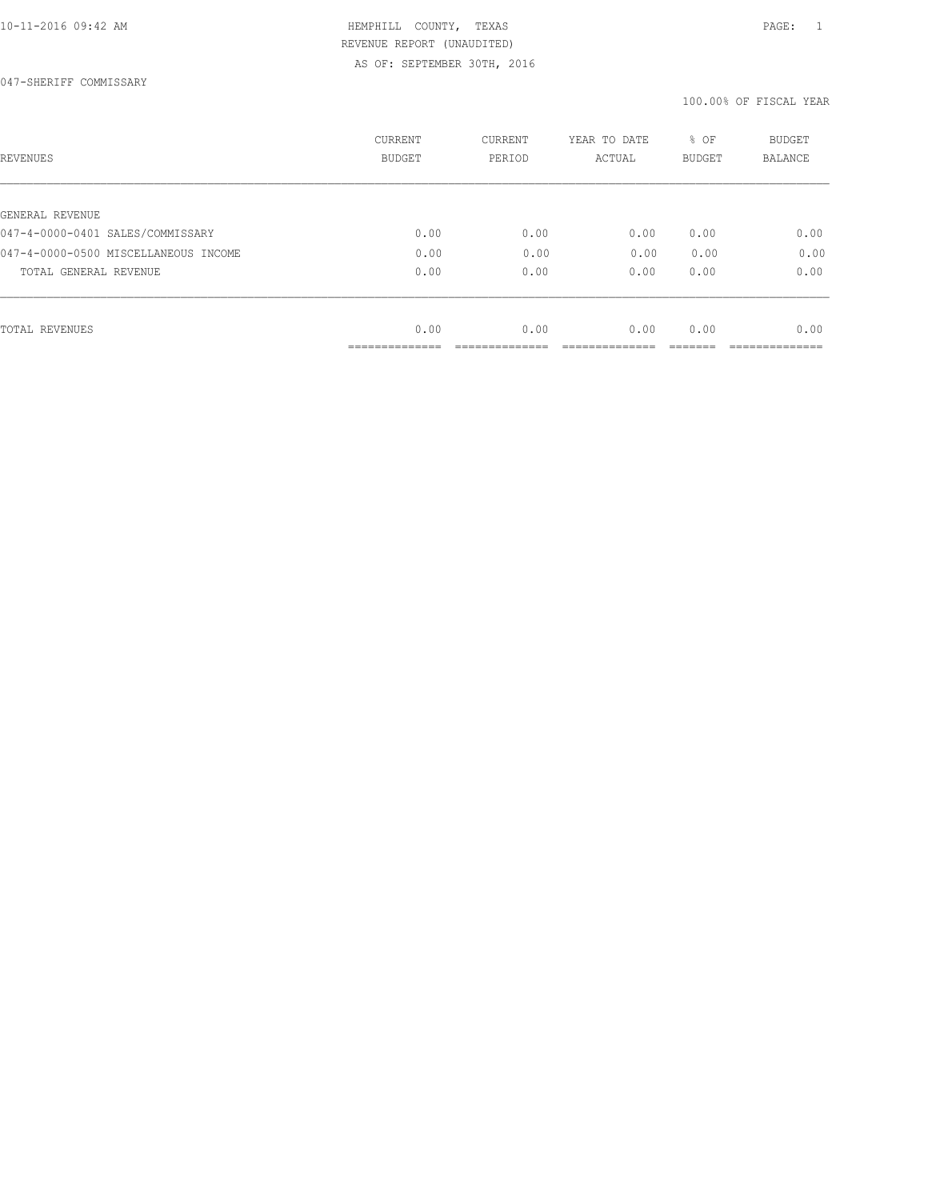HEMPHILL COUNTY, TEXAS
REVENUE REPORT (UNAUDITED)
AS OF: SEPTEMBER 30TH, 2016

047-SHERIFF COMMISSARY

100.00% OF FISCAL YEAR

| REVENUES | CURRENT BUDGET | CURRENT PERIOD | YEAR TO DATE ACTUAL | % OF BUDGET | BUDGET BALANCE |
|---|---|---|---|---|---|
| GENERAL REVENUE | | | | | |
| 047-4-0000-0401 SALES/COMMISSARY | 0.00 | 0.00 | 0.00 | 0.00 | 0.00 |
| 047-4-0000-0500 MISCELLANEOUS INCOME | 0.00 | 0.00 | 0.00 | 0.00 | 0.00 |
| TOTAL GENERAL REVENUE | 0.00 | 0.00 | 0.00 | 0.00 | 0.00 |
| TOTAL REVENUES | 0.00 | 0.00 | 0.00 | 0.00 | 0.00 |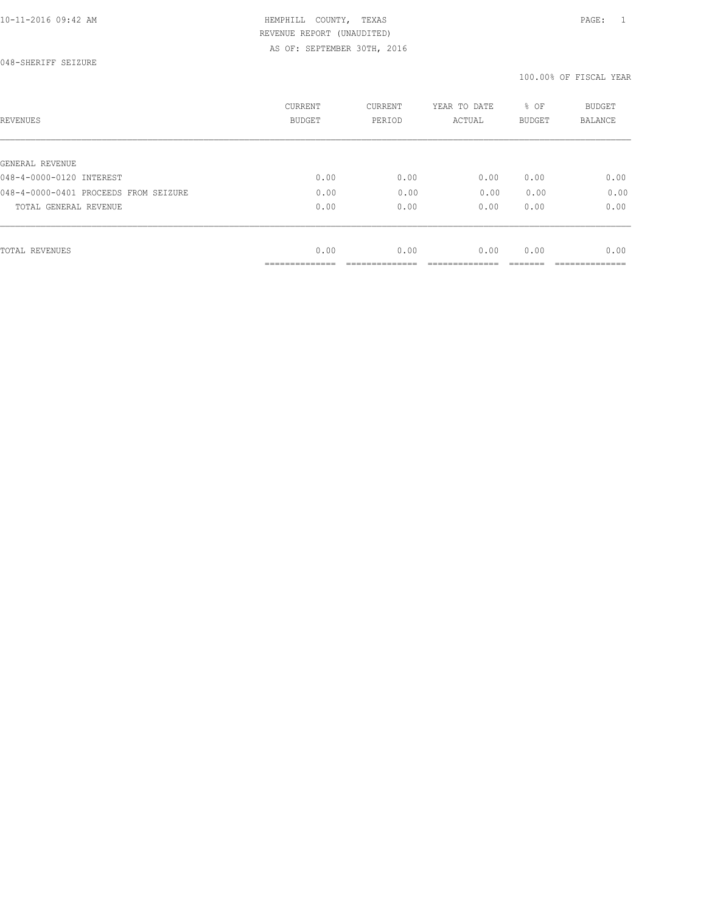HEMPHILL COUNTY, TEXAS
REVENUE REPORT (UNAUDITED)
AS OF: SEPTEMBER 30TH, 2016

048-SHERIFF SEIZURE

100.00% OF FISCAL YEAR

| REVENUES | CURRENT BUDGET | CURRENT PERIOD | YEAR TO DATE ACTUAL | % OF BUDGET | BUDGET BALANCE |
|---|---|---|---|---|---|
| GENERAL REVENUE | | | | | |
| 048-4-0000-0120 INTEREST | 0.00 | 0.00 | 0.00 | 0.00 | 0.00 |
| 048-4-0000-0401 PROCEEDS FROM SEIZURE | 0.00 | 0.00 | 0.00 | 0.00 | 0.00 |
| TOTAL GENERAL REVENUE | 0.00 | 0.00 | 0.00 | 0.00 | 0.00 |
| TOTAL REVENUES | 0.00 | 0.00 | 0.00 | 0.00 | 0.00 |